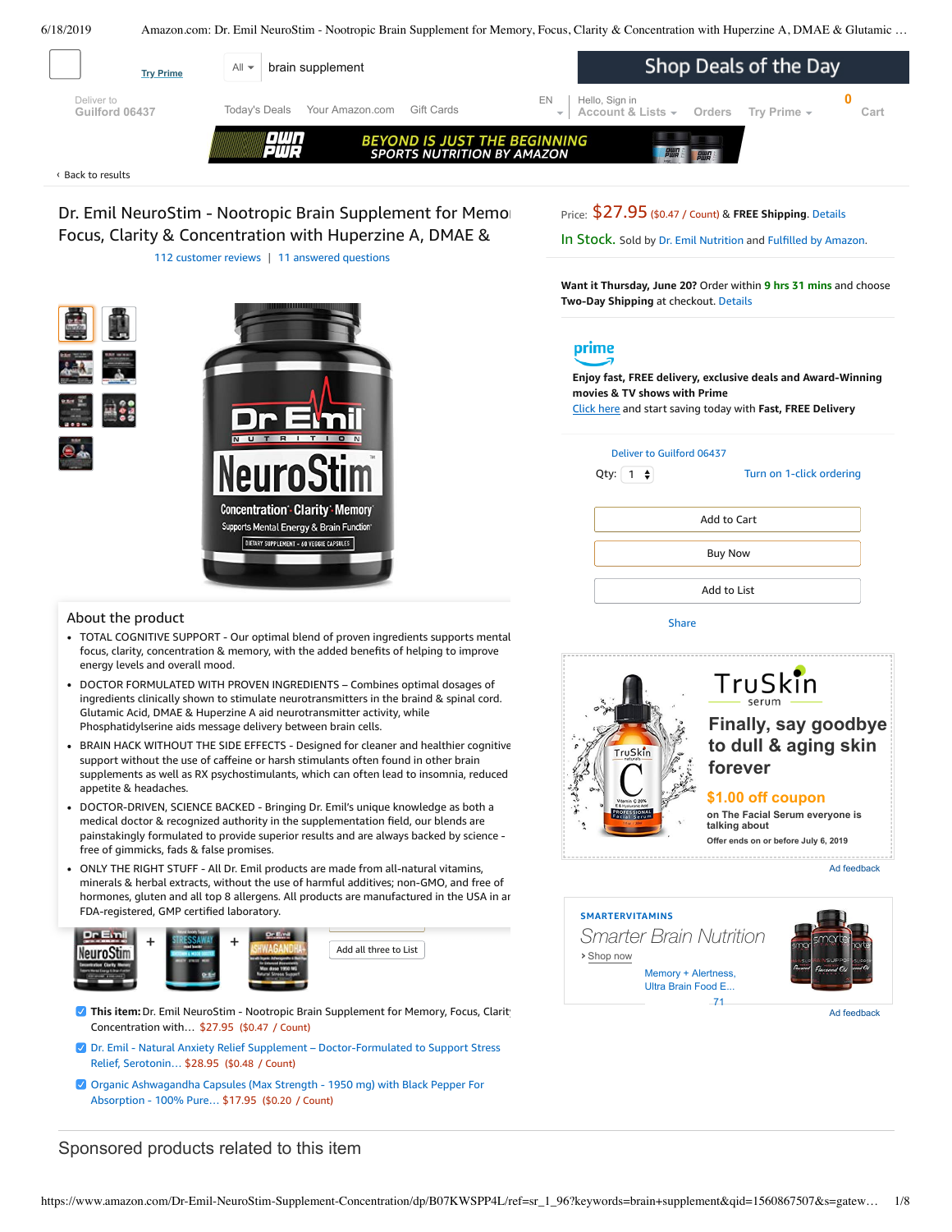Try Prime

All brain supplement

Shop Deals of the Day

Deliver to Guilford 06437

Today's Deals Your Amazon.com Gift Cards EN Hello, Sign in Account & Lists Orders Try Prime 0 Cart

OWN PWR BEYOND IS JUST THE BEGINNING SPORTS NUTRITION BY AMAZON

‹ Back to results

# Dr. Emil NeuroStim - Nootropic Brain Supplement for Memory, Focus, Clarity & Concentration with Huperzine A, DMAE &

112 customer reviews | 11 answered questions

Price: $27.95 ($0.47 / Count) & FREE Shipping. Details

In Stock. Sold by Dr. Emil Nutrition and Fulfilled by Amazon.

**Want it Thursday, June 20?** Order within **9 hrs 31 mins** and choose **Two-Day Shipping** at checkout. Details

prime

**Enjoy fast, FREE delivery, exclusive deals and Award-Winning movies & TV shows with Prime**

Click here and start saving today with **Fast, FREE Delivery**

Deliver to Guilford 06437

Qty: 1 Turn on 1-click ordering

Add to Cart

Buy Now

Add to List

Share

## About the product

- TOTAL COGNITIVE SUPPORT - Our optimal blend of proven ingredients supports mental focus, clarity, concentration & memory, with the added benefits of helping to improve energy levels and overall mood.
- DOCTOR FORMULATED WITH PROVEN INGREDIENTS – Combines optimal dosages of ingredients clinically shown to stimulate neurotransmitters in the braind & spinal cord. Glutamic Acid, DMAE & Huperzine A aid neurotransmitter activity, while Phosphatidylserine aids message delivery between brain cells.
- BRAIN HACK WITHOUT THE SIDE EFFECTS - Designed for cleaner and healthier cognitive support without the use of caffeine or harsh stimulants often found in other brain supplements as well as RX psychostimulants, which can often lead to insomnia, reduced appetite & headaches.
- DOCTOR-DRIVEN, SCIENCE BACKED - Bringing Dr. Emil's unique knowledge as both a medical doctor & recognized authority in the supplementation field, our blends are painstakingly formulated to provide superior results and are always backed by science - free of gimmicks, fads & false promises.
- ONLY THE RIGHT STUFF - All Dr. Emil products are made from all-natural vitamins, minerals & herbal extracts, without the use of harmful additives; non-GMO, and free of hormones, gluten and all top 8 allergens. All products are manufactured in the USA in an FDA-registered, GMP certified laboratory.

TruSkin serum

**Finally, say goodbye to dull & aging skin forever**

**$1.00 off coupon**

on The Facial Serum everyone is talking about

Offer ends on or before July 6, 2019

Ad feedback

SMARTERVITAMINS

Smarter Brain Nutrition

› Shop now

Memory + Alertness, Ultra Brain Food E...

71

Ad feedback

Add all three to List

- **This item:** Dr. Emil NeuroStim - Nootropic Brain Supplement for Memory, Focus, Clarity Concentration with… $27.95 ($0.47 / Count)
- Dr. Emil - Natural Anxiety Relief Supplement – Doctor-Formulated to Support Stress Relief, Serotonin… $28.95 ($0.48 / Count)
- Organic Ashwagandha Capsules (Max Strength - 1950 mg) with Black Pepper For Absorption - 100% Pure… $17.95 ($0.20 / Count)

## Sponsored products related to this item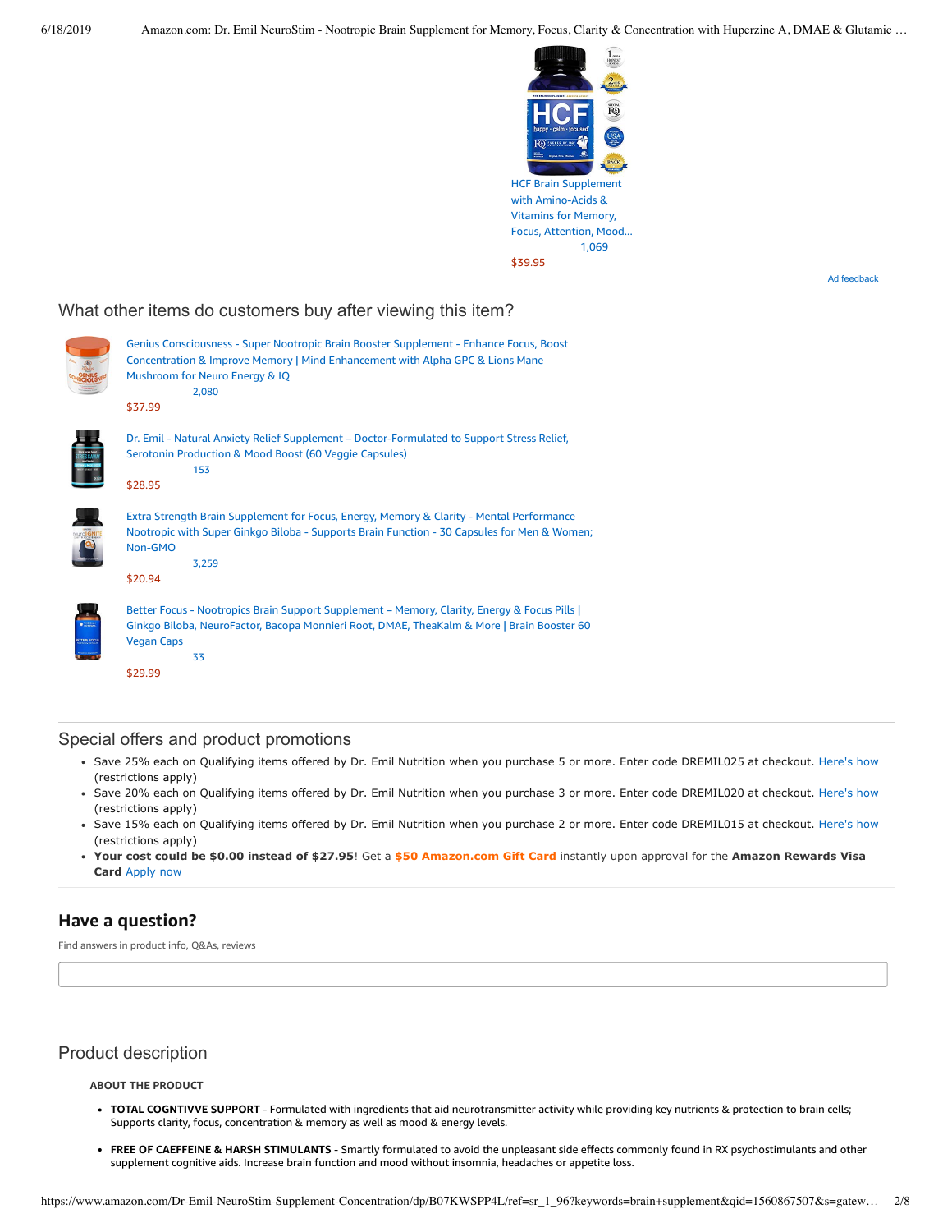HCF Brain Supplement with Amino-Acids & Vitamins for Memory, Focus, Attention, Mood...
1,069
$39.95

Ad feedback

## What other items do customers buy after viewing this item?

Genius Consciousness - Super Nootropic Brain Booster Supplement - Enhance Focus, Boost Concentration & Improve Memory | Mind Enhancement with Alpha GPC & Lions Mane Mushroom for Neuro Energy & IQ
2,080
$37.99

Dr. Emil - Natural Anxiety Relief Supplement – Doctor-Formulated to Support Stress Relief, Serotonin Production & Mood Boost (60 Veggie Capsules)
153
$28.95

Extra Strength Brain Supplement for Focus, Energy, Memory & Clarity - Mental Performance Nootropic with Super Ginkgo Biloba - Supports Brain Function - 30 Capsules for Men & Women; Non-GMO
3,259
$20.94

Better Focus - Nootropics Brain Support Supplement – Memory, Clarity, Energy & Focus Pills | Ginkgo Biloba, NeuroFactor, Bacopa Monnieri Root, DMAE, TheaKalm & More | Brain Booster 60 Vegan Caps
33
$29.99

## Special offers and product promotions

- Save 25% each on Qualifying items offered by Dr. Emil Nutrition when you purchase 5 or more. Enter code DREMIL025 at checkout. Here's how (restrictions apply)
- Save 20% each on Qualifying items offered by Dr. Emil Nutrition when you purchase 3 or more. Enter code DREMIL020 at checkout. Here's how (restrictions apply)
- Save 15% each on Qualifying items offered by Dr. Emil Nutrition when you purchase 2 or more. Enter code DREMIL015 at checkout. Here's how (restrictions apply)
- **Your cost could be $0.00 instead of $27.95**! Get a **$50 Amazon.com Gift Card** instantly upon approval for the **Amazon Rewards Visa Card** Apply now

## Have a question?

Find answers in product info, Q&As, reviews

## Product description

**ABOUT THE PRODUCT**

- **TOTAL COGNTIVVE SUPPORT** - Formulated with ingredients that aid neurotransmitter activity while providing key nutrients & protection to brain cells; Supports clarity, focus, concentration & memory as well as mood & energy levels.
- **FREE OF CAEFFEINE & HARSH STIMULANTS** - Smartly formulated to avoid the unpleasant side effects commonly found in RX psychostimulants and other supplement cognitive aids. Increase brain function and mood without insomnia, headaches or appetite loss.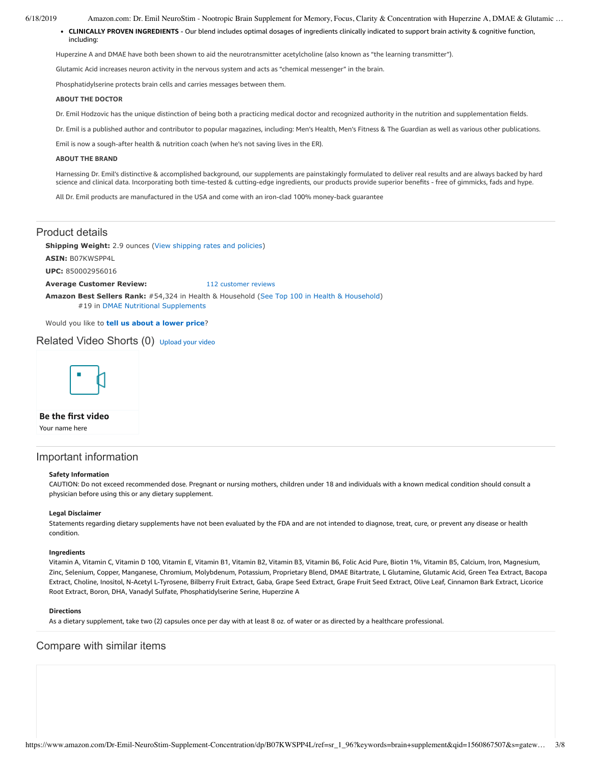- **CLINICALLY PROVEN INGREDIENTS** - Our blend includes optimal dosages of ingredients clinically indicated to support brain activity & cognitive function, including:

Huperzine A and DMAE have both been shown to aid the neurotransmitter acetylcholine (also known as "the learning transmitter").

Glutamic Acid increases neuron activity in the nervous system and acts as "chemical messenger" in the brain.

Phosphatidylserine protects brain cells and carries messages between them.

**ABOUT THE DOCTOR**

Dr. Emil Hodzovic has the unique distinction of being both a practicing medical doctor and recognized authority in the nutrition and supplementation fields.

Dr. Emil is a published author and contributor to popular magazines, including: Men's Health, Men's Fitness & The Guardian as well as various other publications.

Emil is now a sough-after health & nutrition coach (when he's not saving lives in the ER).

**ABOUT THE BRAND**

Harnessing Dr. Emil's distinctive & accomplished background, our supplements are painstakingly formulated to deliver real results and are always backed by hard science and clinical data. Incorporating both time-tested & cutting-edge ingredients, our products provide superior benefits - free of gimmicks, fads and hype.

All Dr. Emil products are manufactured in the USA and come with an iron-clad 100% money-back guarantee

## Product details

**Shipping Weight:** 2.9 ounces (View shipping rates and policies)

**ASIN:** B07KWSPP4L

**UPC:** 850002956016

**Average Customer Review:** 112 customer reviews

**Amazon Best Sellers Rank:** #54,324 in Health & Household (See Top 100 in Health & Household)
#19 in DMAE Nutritional Supplements

Would you like to **tell us about a lower price**?

## Related Video Shorts (0)

Upload your video

**Be the first video**

Your name here

## Important information

### Safety Information

CAUTION: Do not exceed recommended dose. Pregnant or nursing mothers, children under 18 and individuals with a known medical condition should consult a physician before using this or any dietary supplement.

### Legal Disclaimer

Statements regarding dietary supplements have not been evaluated by the FDA and are not intended to diagnose, treat, cure, or prevent any disease or health condition.

### Ingredients

Vitamin A, Vitamin C, Vitamin D 100, Vitamin E, Vitamin B1, Vitamin B2, Vitamin B3, Vitamin B6, Folic Acid Pure, Biotin 1%, Vitamin B5, Calcium, Iron, Magnesium, Zinc, Selenium, Copper, Manganese, Chromium, Molybdenum, Potassium, Proprietary Blend, DMAE Bitartrate, L Glutamine, Glutamic Acid, Green Tea Extract, Bacopa Extract, Choline, Inositol, N-Acetyl L-Tyrosene, Bilberry Fruit Extract, Gaba, Grape Seed Extract, Grape Fruit Seed Extract, Olive Leaf, Cinnamon Bark Extract, Licorice Root Extract, Boron, DHA, Vanadyl Sulfate, Phosphatidylserine Serine, Huperzine A

### Directions

As a dietary supplement, take two (2) capsules once per day with at least 8 oz. of water or as directed by a healthcare professional.

## Compare with similar items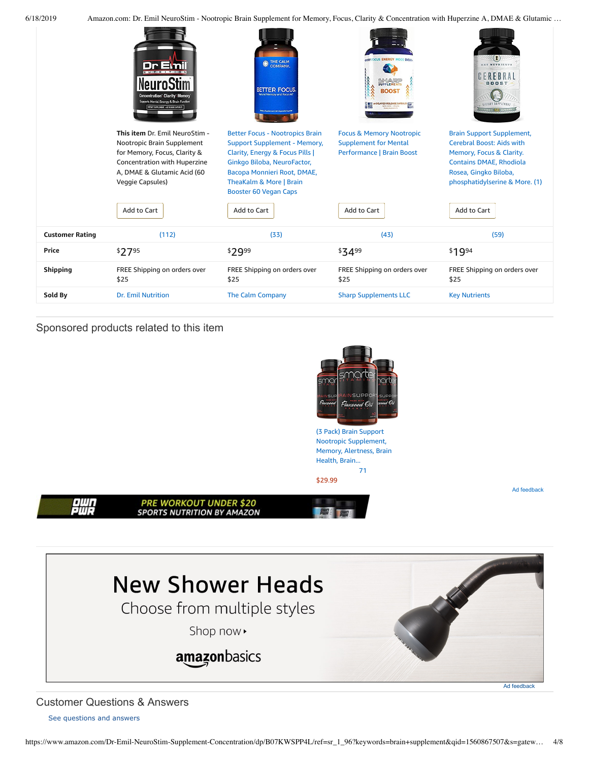| | This item Dr. Emil NeuroStim - Nootropic Brain Supplement for Memory, Focus, Clarity & Concentration with Huperzine A, DMAE & Glutamic Acid (60 Veggie Capsules) | Better Focus - Nootropics Brain Support Supplement - Memory, Clarity, Energy & Focus Pills \| Ginkgo Biloba, NeuroFactor, Bacopa Monnieri Root, DMAE, TheaKalm & More \| Brain Booster 60 Vegan Caps | Focus & Memory Nootropic Supplement for Mental Performance \| Brain Boost | Brain Support Supplement, Cerebral Boost: Aids with Memory, Focus & Clarity. Contains DMAE, Rhodiola Rosea, Gingko Biloba, phosphatidylserine & More. (1) |
|---|---|---|---|---|
| | Add to Cart | Add to Cart | Add to Cart | Add to Cart |
| **Customer Rating** | (112) | (33) | (43) | (59) |
| **Price** | $27.95 | $29.99 | $34.99 | $19.94 |
| **Shipping** | FREE Shipping on orders over $25 | FREE Shipping on orders over $25 | FREE Shipping on orders over $25 | FREE Shipping on orders over $25 |
| **Sold By** | Dr. Emil Nutrition | The Calm Company | Sharp Supplements LLC | Key Nutrients |

## Sponsored products related to this item

(3 Pack) Brain Support Nootropic Supplement, Memory, Alertness, Brain Health, Brain...

71

$29.99

Ad feedback

OWN PWR — PRE WORKOUT UNDER $20 SPORTS NUTRITION BY AMAZON

New Shower Heads

Choose from multiple styles

Shop now ▸

amazonbasics

Ad feedback

## Customer Questions & Answers

See questions and answers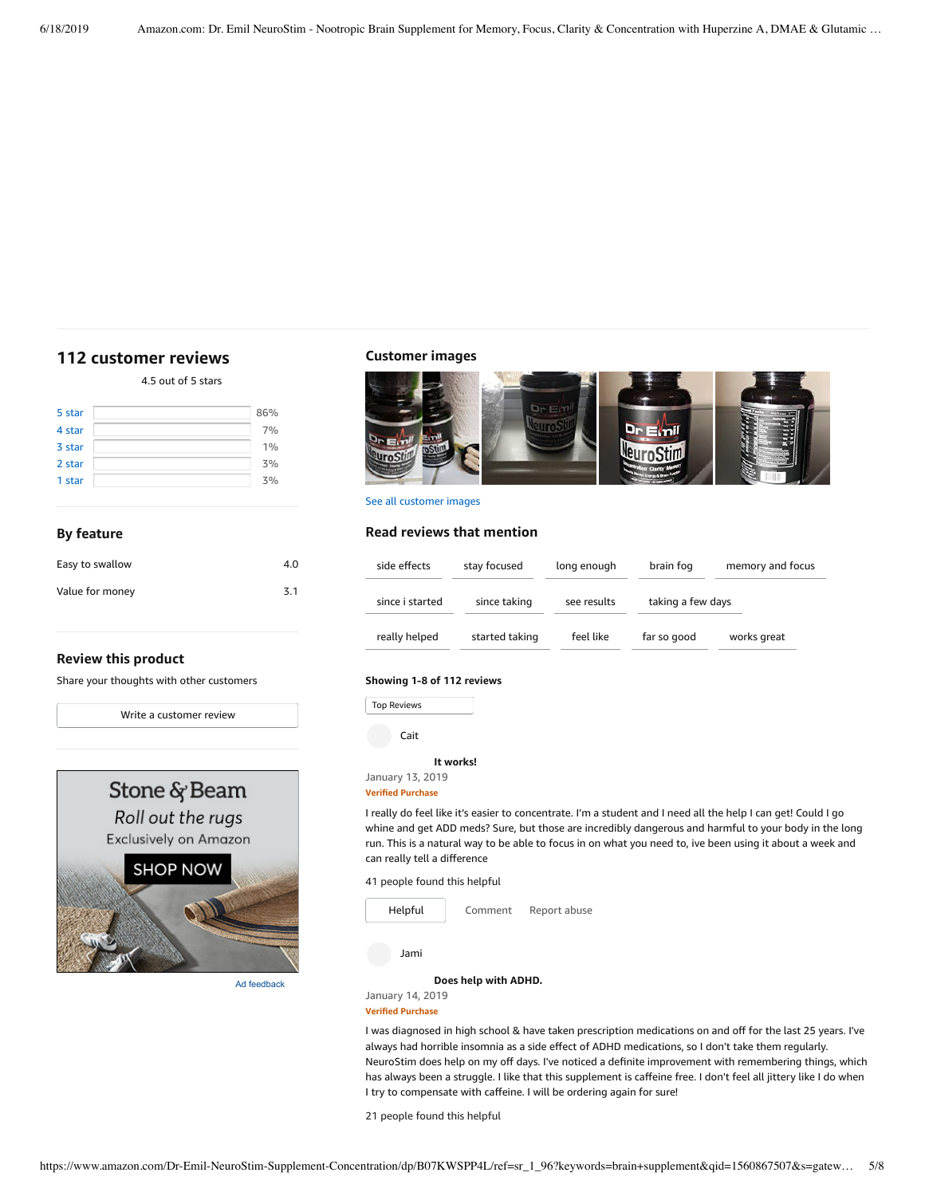## 112 customer reviews

4.5 out of 5 stars

| Rating | Percentage |
|---|---|
| 5 star | 86% |
| 4 star | 7% |
| 3 star | 1% |
| 2 star | 3% |
| 1 star | 3% |

### By feature

| Feature | Rating |
|---|---|
| Easy to swallow | 4.0 |
| Value for money | 3.1 |

### Review this product

Share your thoughts with other customers

Write a customer review

Stone & Beam

*Roll out the rugs*

Exclusively on Amazon

SHOP NOW

Ad feedback

## Customer images

See all customer images

## Read reviews that mention

side effects | stay focused | long enough | brain fog | memory and focus

since i started | since taking | see results | taking a few days

really helped | started taking | feel like | far so good | works great

**Showing 1-8 of 112 reviews**

Top Reviews

Cait

**It works!**

January 13, 2019

**Verified Purchase**

I really do feel like it's easier to concentrate. I'm a student and I need all the help I can get! Could I go whine and get ADD meds? Sure, but those are incredibly dangerous and harmful to your body in the long run. This is a natural way to be able to focus in on what you need to, ive been using it about a week and can really tell a difference

41 people found this helpful

Helpful | Comment | Report abuse

Jami

**Does help with ADHD.**

January 14, 2019

**Verified Purchase**

I was diagnosed in high school & have taken prescription medications on and off for the last 25 years. I've always had horrible insomnia as a side effect of ADHD medications, so I don't take them regularly. NeuroStim does help on my off days. I've noticed a definite improvement with remembering things, which has always been a struggle. I like that this supplement is caffeine free. I don't feel all jittery like I do when I try to compensate with caffeine. I will be ordering again for sure!

21 people found this helpful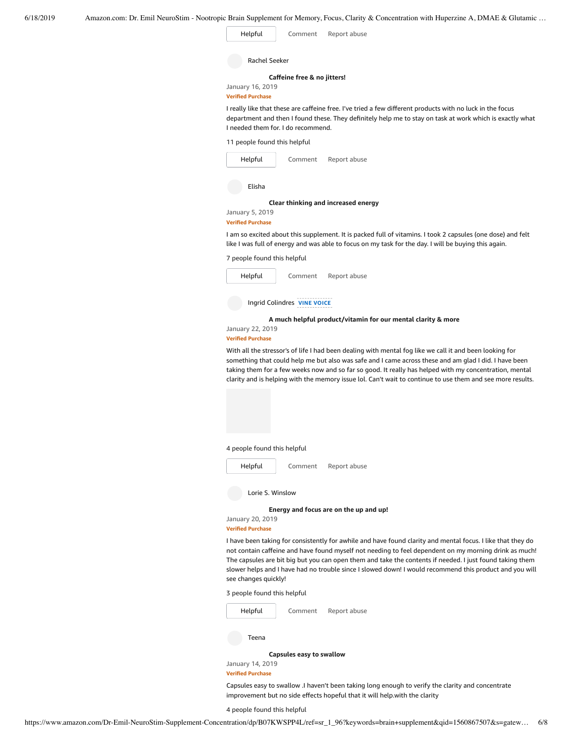Helpful Comment Report abuse

Rachel Seeker

**Caffeine free & no jitters!**

January 16, 2019

**Verified Purchase**

I really like that these are caffeine free. I've tried a few different products with no luck in the focus department and then I found these. They definitely help me to stay on task at work which is exactly what I needed them for. I do recommend.

11 people found this helpful

Helpful Comment Report abuse

Elisha

**Clear thinking and increased energy**

January 5, 2019

**Verified Purchase**

I am so excited about this supplement. It is packed full of vitamins. I took 2 capsules (one dose) and felt like I was full of energy and was able to focus on my task for the day. I will be buying this again.

7 people found this helpful

Helpful Comment Report abuse

Ingrid Colindres VINE VOICE

**A much helpful product/vitamin for our mental clarity & more**

January 22, 2019

**Verified Purchase**

With all the stressor's of life I had been dealing with mental fog like we call it and been looking for something that could help me but also was safe and I came across these and am glad I did. I have been taking them for a few weeks now and so far so good. It really has helped with my concentration, mental clarity and is helping with the memory issue lol. Can't wait to continue to use them and see more results.

4 people found this helpful

Helpful Comment Report abuse

Lorie S. Winslow

**Energy and focus are on the up and up!**

January 20, 2019

**Verified Purchase**

I have been taking for consistently for awhile and have found clarity and mental focus. I like that they do not contain caffeine and have found myself not needing to feel dependent on my morning drink as much! The capsules are bit big but you can open them and take the contents if needed. I just found taking them slower helps and I have had no trouble since I slowed down! I would recommend this product and you will see changes quickly!

3 people found this helpful

Helpful Comment Report abuse

Teena

**Capsules easy to swallow**

January 14, 2019

**Verified Purchase**

Capsules easy to swallow .I haven't been taking long enough to verify the clarity and concentrate improvement but no side effects hopeful that it will help.with the clarity

4 people found this helpful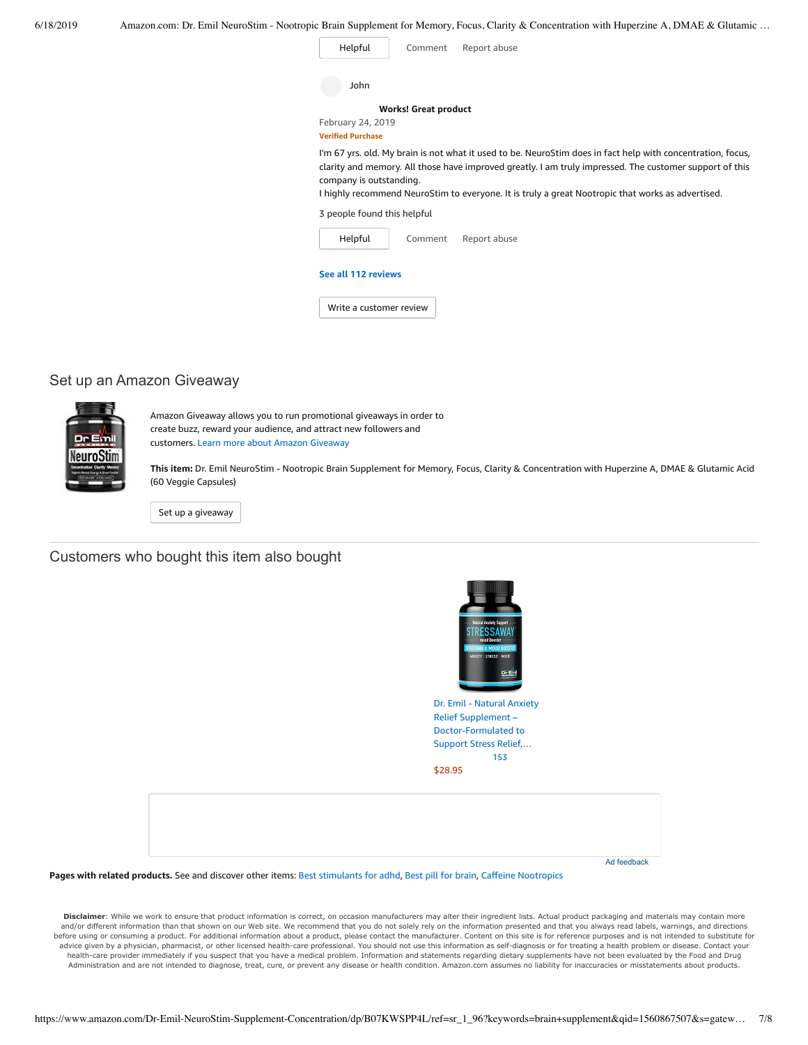Helpful Comment Report abuse

John

**Works! Great product**

February 24, 2019

Verified Purchase

I'm 67 yrs. old. My brain is not what it used to be. NeuroStim does in fact help with concentration, focus, clarity and memory. All those have improved greatly. I am truly impressed. The customer support of this company is outstanding.
I highly recommend NeuroStim to everyone. It is truly a great Nootropic that works as advertised.

3 people found this helpful

Helpful Comment Report abuse

See all 112 reviews

Write a customer review

## Set up an Amazon Giveaway

Amazon Giveaway allows you to run promotional giveaways in order to create buzz, reward your audience, and attract new followers and customers. Learn more about Amazon Giveaway

**This item:** Dr. Emil NeuroStim - Nootropic Brain Supplement for Memory, Focus, Clarity & Concentration with Huperzine A, DMAE & Glutamic Acid (60 Veggie Capsules)

Set up a giveaway

## Customers who bought this item also bought

Dr. Emil - Natural Anxiety Relief Supplement – Doctor-Formulated to Support Stress Relief,…
153
$28.95

Ad feedback

**Pages with related products.** See and discover other items: Best stimulants for adhd, Best pill for brain, Caffeine Nootropics

**Disclaimer**: While we work to ensure that product information is correct, on occasion manufacturers may alter their ingredient lists. Actual product packaging and materials may contain more and/or different information than that shown on our Web site. We recommend that you do not solely rely on the information presented and that you always read labels, warnings, and directions before using or consuming a product. For additional information about a product, please contact the manufacturer. Content on this site is for reference purposes and is not intended to substitute for advice given by a physician, pharmacist, or other licensed health-care professional. You should not use this information as self-diagnosis or for treating a health problem or disease. Contact your health-care provider immediately if you suspect that you have a medical problem. Information and statements regarding dietary supplements have not been evaluated by the Food and Drug Administration and are not intended to diagnose, treat, cure, or prevent any disease or health condition. Amazon.com assumes no liability for inaccuracies or misstatements about products.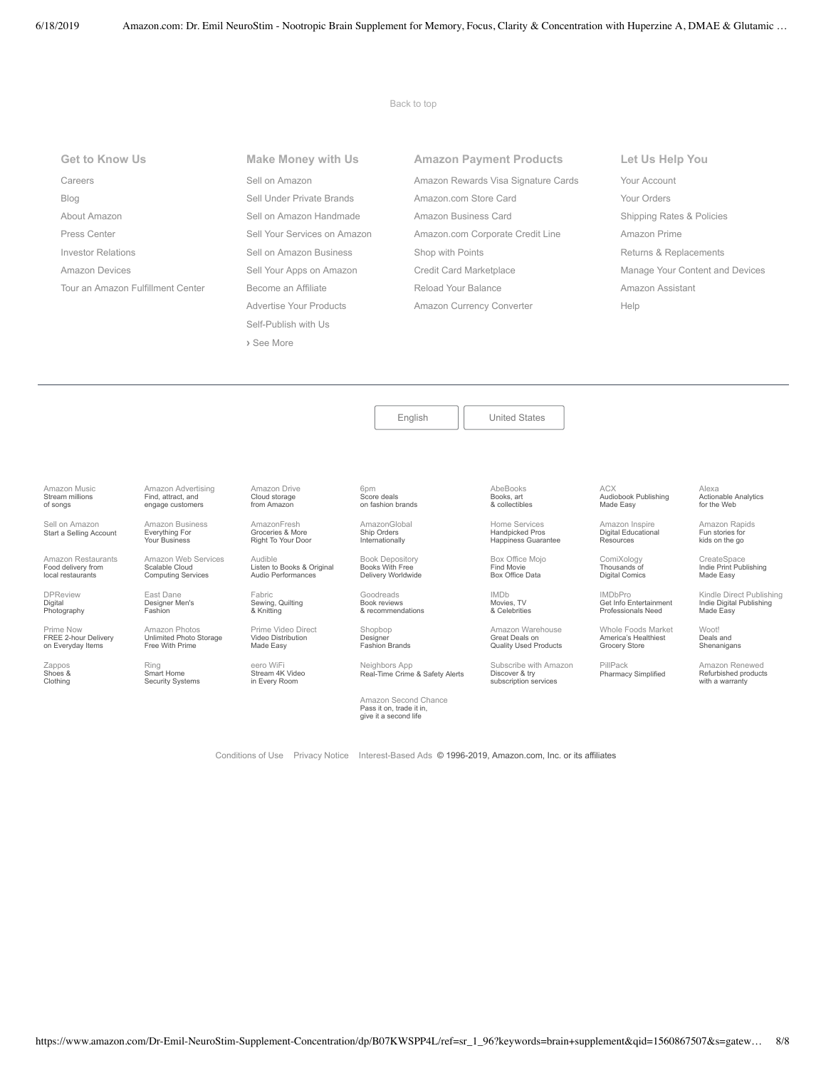Back to top

### Get to Know Us

- Careers
- Blog
- About Amazon
- Press Center
- Investor Relations
- Amazon Devices
- Tour an Amazon Fulfillment Center

### Make Money with Us

- Sell on Amazon
- Sell Under Private Brands
- Sell on Amazon Handmade
- Sell Your Services on Amazon
- Sell on Amazon Business
- Sell Your Apps on Amazon
- Become an Affiliate
- Advertise Your Products
- Self-Publish with Us
- › See More

### Amazon Payment Products

- Amazon Rewards Visa Signature Cards
- Amazon.com Store Card
- Amazon Business Card
- Amazon.com Corporate Credit Line
- Shop with Points
- Credit Card Marketplace
- Reload Your Balance
- Amazon Currency Converter

### Let Us Help You

- Your Account
- Your Orders
- Shipping Rates & Policies
- Amazon Prime
- Returns & Replacements
- Manage Your Content and Devices
- Amazon Assistant
- Help

English | United States

| | | | | | | |
|---|---|---|---|---|---|---|
| Amazon Music<br>Stream millions of songs | Amazon Advertising<br>Find, attract, and engage customers | Amazon Drive<br>Cloud storage from Amazon | 6pm<br>Score deals on fashion brands | AbeBooks<br>Books, art & collectibles | ACX<br>Audiobook Publishing Made Easy | Alexa<br>Actionable Analytics for the Web |
| Sell on Amazon<br>Start a Selling Account | Amazon Business<br>Everything For Your Business | AmazonFresh<br>Groceries & More Right To Your Door | AmazonGlobal<br>Ship Orders Internationally | Home Services<br>Handpicked Pros Happiness Guarantee | Amazon Inspire<br>Digital Educational Resources | Amazon Rapids<br>Fun stories for kids on the go |
| Amazon Restaurants<br>Food delivery from local restaurants | Amazon Web Services<br>Scalable Cloud Computing Services | Audible<br>Listen to Books & Original Audio Performances | Book Depository<br>Books With Free Delivery Worldwide | Box Office Mojo<br>Find Movie Box Office Data | ComiXology<br>Thousands of Digital Comics | CreateSpace<br>Indie Print Publishing Made Easy |
| DPReview<br>Digital Photography | East Dane<br>Designer Men's Fashion | Fabric<br>Sewing, Quilting & Knitting | Goodreads<br>Book reviews & recommendations | IMDb<br>Movies, TV & Celebrities | IMDbPro<br>Get Info Entertainment Professionals Need | Kindle Direct Publishing<br>Indie Digital Publishing Made Easy |
| Prime Now<br>FREE 2-hour Delivery on Everyday Items | Amazon Photos<br>Unlimited Photo Storage Free With Prime | Prime Video Direct<br>Video Distribution Made Easy | Shopbop<br>Designer Fashion Brands | Amazon Warehouse<br>Great Deals on Quality Used Products | Whole Foods Market<br>America's Healthiest Grocery Store | Woot!<br>Deals and Shenanigans |
| Zappos<br>Shoes & Clothing | Ring<br>Smart Home Security Systems | eero WiFi<br>Stream 4K Video in Every Room | Neighbors App<br>Real-Time Crime & Safety Alerts | Subscribe with Amazon<br>Discover & try subscription services | PillPack<br>Pharmacy Simplified | Amazon Renewed<br>Refurbished products with a warranty |
| | | | Amazon Second Chance<br>Pass it on, trade it in, give it a second life | | | |

Conditions of Use  Privacy Notice  Interest-Based Ads  © 1996-2019, Amazon.com, Inc. or its affiliates